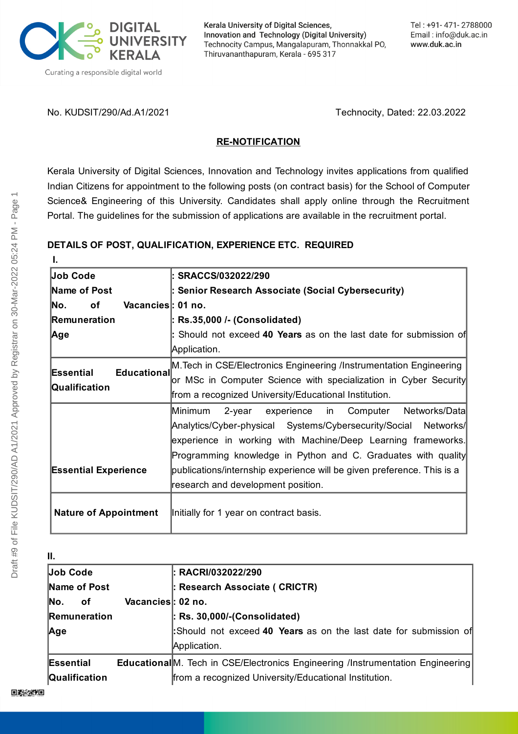Kerala University of Digital Sciences, Innovation and Technology (Digital University)
Technocity Campus, Mangalapuram, Thonnakkal PO, Thiruvananthapuram, Kerala - 695 317

Tel : +91- 471- 2788000
Email : info@duk.ac.in
www.duk.ac.in

No. KUDSIT/290/Ad.A1/2021

Technocity, Dated: 22.03.2022

## RE-NOTIFICATION

Kerala University of Digital Sciences, Innovation and Technology invites applications from qualified Indian Citizens for appointment to the following posts (on contract basis) for the School of Computer Science& Engineering of this University. Candidates shall apply online through the Recruitment Portal. The guidelines for the submission of applications are available in the recruitment portal.

### DETAILS OF POST, QUALIFICATION, EXPERIENCE ETC. REQUIRED

**I.**

| | |
|---|---|
| **Job Code** | **: SRACCS/032022/290** |
| **Name of Post** | **: Senior Research Associate (Social Cybersecurity)** |
| **No. of Vacancies** | **: 01 no.** |
| **Remuneration** | **: Rs.35,000 /- (Consolidated)** |
| **Age** | : Should not exceed **40 Years** as on the last date for submission of Application. |
| **Essential Educational Qualification** | M.Tech in CSE/Electronics Engineering /Instrumentation Engineering or MSc in Computer Science with specialization in Cyber Security from a recognized University/Educational Institution. |
| **Essential Experience** | Minimum 2-year experience in Computer Networks/Data Analytics/Cyber-physical Systems/Cybersecurity/Social Networks/ experience in working with Machine/Deep Learning frameworks. Programming knowledge in Python and C. Graduates with quality publications/internship experience will be given preference. This is a research and development position. |
| **Nature of Appointment** | Initially for 1 year on contract basis. |

**II.**

| | |
|---|---|
| **Job Code** | **: RACRI/032022/290** |
| **Name of Post** | **: Research Associate ( CRICTR)** |
| **No. of Vacancies** | **: 02 no.** |
| **Remuneration** | **: Rs. 30,000/-(Consolidated)** |
| **Age** | :Should not exceed **40 Years** as on the last date for submission of Application. |
| **Essential Educational Qualification** | M. Tech in CSE/Electronics Engineering /Instrumentation Engineering from a recognized University/Educational Institution. |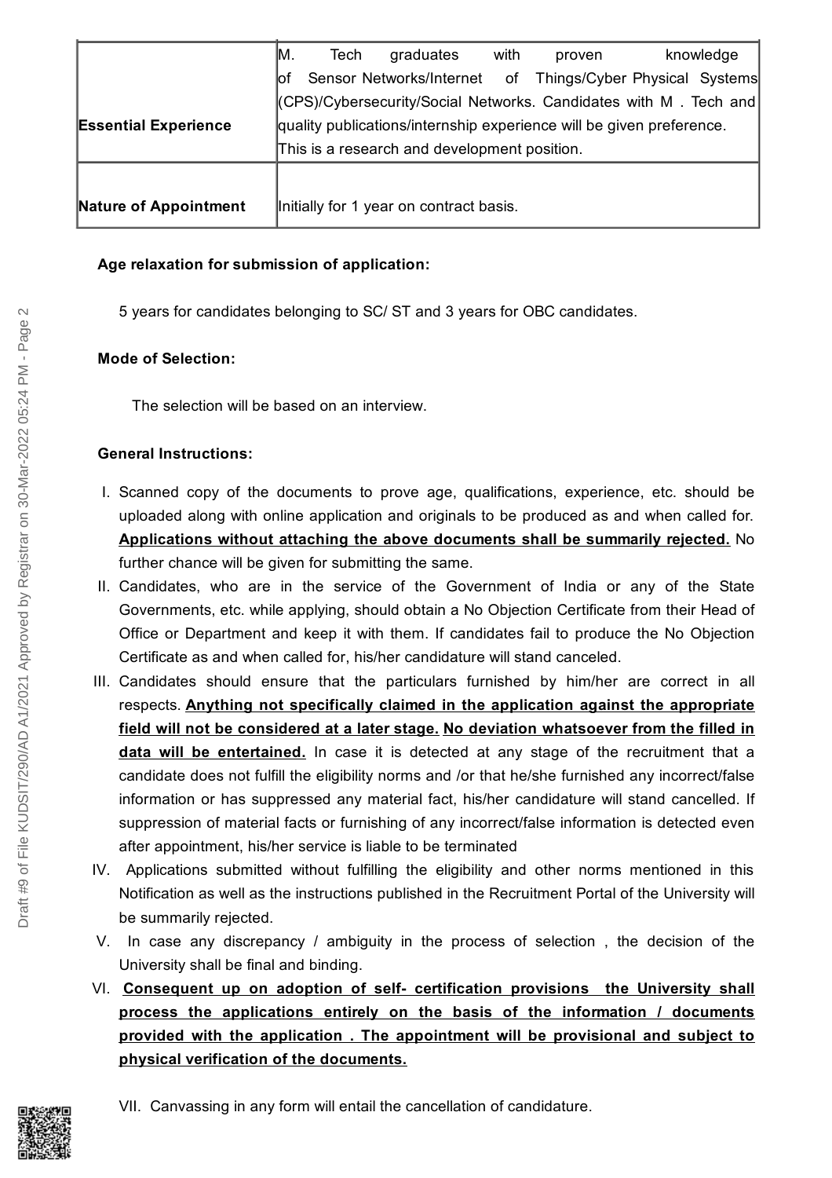| | |
|---|---|
| **Essential Experience** | M. Tech graduates with proven knowledge of Sensor Networks/Internet of Things/Cyber Physical Systems (CPS)/Cybersecurity/Social Networks. Candidates with M . Tech and quality publications/internship experience will be given preference. This is a research and development position. |
| **Nature of Appointment** | Initially for 1 year on contract basis. |

**Age relaxation for submission of application:**

5 years for candidates belonging to SC/ ST and 3 years for OBC candidates.

**Mode of Selection:**

The selection will be based on an interview.

**General Instructions:**

I. Scanned copy of the documents to prove age, qualifications, experience, etc. should be uploaded along with online application and originals to be produced as and when called for. **Applications without attaching the above documents shall be summarily rejected.** No further chance will be given for submitting the same.

II. Candidates, who are in the service of the Government of India or any of the State Governments, etc. while applying, should obtain a No Objection Certificate from their Head of Office or Department and keep it with them. If candidates fail to produce the No Objection Certificate as and when called for, his/her candidature will stand canceled.

III. Candidates should ensure that the particulars furnished by him/her are correct in all respects. **Anything not specifically claimed in the application against the appropriate field will not be considered at a later stage. No deviation whatsoever from the filled in data will be entertained.** In case it is detected at any stage of the recruitment that a candidate does not fulfill the eligibility norms and /or that he/she furnished any incorrect/false information or has suppressed any material fact, his/her candidature will stand cancelled. If suppression of material facts or furnishing of any incorrect/false information is detected even after appointment, his/her service is liable to be terminated

IV. Applications submitted without fulfilling the eligibility and other norms mentioned in this Notification as well as the instructions published in the Recruitment Portal of the University will be summarily rejected.

V. In case any discrepancy / ambiguity in the process of selection , the decision of the University shall be final and binding.

VI. **Consequent up on adoption of self- certification provisions the University shall process the applications entirely on the basis of the information / documents provided with the application . The appointment will be provisional and subject to physical verification of the documents.**

VII. Canvassing in any form will entail the cancellation of candidature.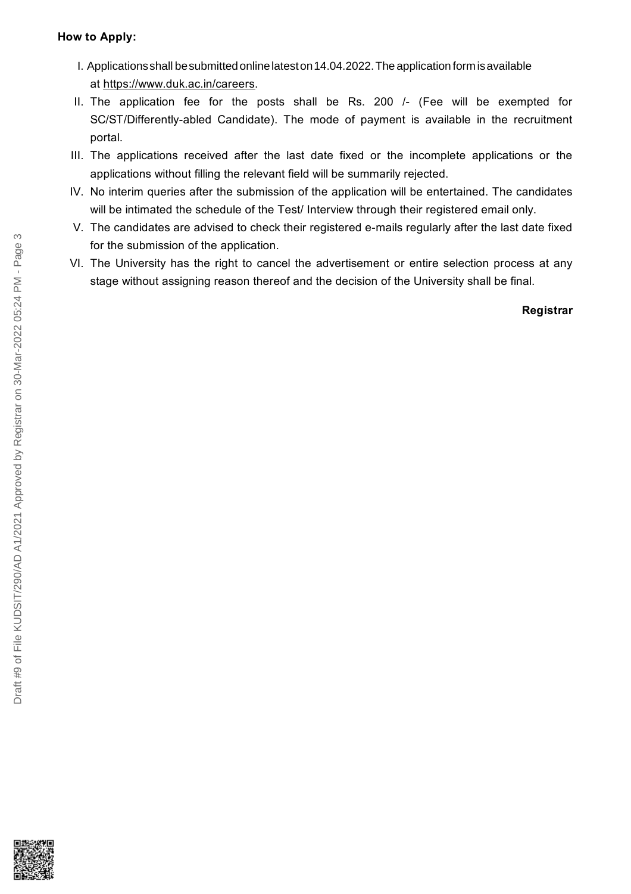**How to Apply:**

I. Applications shall be submitted online latest on 14.04.2022. The application form is available at https://www.duk.ac.in/careers.

II. The application fee for the posts shall be Rs. 200 /- (Fee will be exempted for SC/ST/Differently-abled Candidate). The mode of payment is available in the recruitment portal.

III. The applications received after the last date fixed or the incomplete applications or the applications without filling the relevant field will be summarily rejected.

IV. No interim queries after the submission of the application will be entertained. The candidates will be intimated the schedule of the Test/ Interview through their registered email only.

V. The candidates are advised to check their registered e-mails regularly after the last date fixed for the submission of the application.

VI. The University has the right to cancel the advertisement or entire selection process at any stage without assigning reason thereof and the decision of the University shall be final.

**Registrar**

Draft #9 of File KUDSIT/290/AD A1/2021 Approved by Registrar on 30-Mar-2022 05:24 PM - Page 3